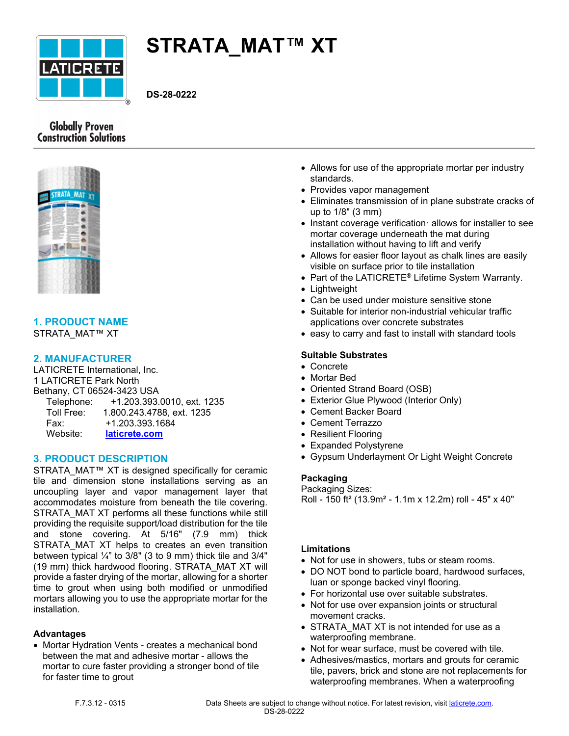# STRATA_MAT™ XT

**DS-28-0222**

Globally Proven Construction Solutions

## 1. PRODUCT NAME

STRATA_MAT™ XT

## 2. MANUFACTURER

LATICRETE International, Inc.
1 LATICRETE Park North
Bethany, CT 06524-3423 USA

Telephone: +1.203.393.0010, ext. 1235
Toll Free: 1.800.243.4788, ext. 1235
Fax: +1.203.393.1684
Website: laticrete.com

## 3. PRODUCT DESCRIPTION

STRATA_MAT™ XT is designed specifically for ceramic tile and dimension stone installations serving as an uncoupling layer and vapor management layer that accommodates moisture from beneath the tile covering. STRATA_MAT XT performs all these functions while still providing the requisite support/load distribution for the tile and stone covering. At 5/16" (7.9 mm) thick STRATA_MAT XT helps to creates an even transition between typical ¼" to 3/8" (3 to 9 mm) thick tile and 3/4" (19 mm) thick hardwood flooring. STRATA_MAT XT will provide a faster drying of the mortar, allowing for a shorter time to grout when using both modified or unmodified mortars allowing you to use the appropriate mortar for the installation.

### Advantages

- Mortar Hydration Vents - creates a mechanical bond between the mat and adhesive mortar - allows the mortar to cure faster providing a stronger bond of tile for faster time to grout
- Allows for use of the appropriate mortar per industry standards.
- Provides vapor management
- Eliminates transmission of in plane substrate cracks of up to 1/8" (3 mm)
- Instant coverage verification· allows for installer to see mortar coverage underneath the mat during installation without having to lift and verify
- Allows for easier floor layout as chalk lines are easily visible on surface prior to tile installation
- Part of the LATICRETE® Lifetime System Warranty.
- Lightweight
- Can be used under moisture sensitive stone
- Suitable for interior non-industrial vehicular traffic applications over concrete substrates
- easy to carry and fast to install with standard tools

### Suitable Substrates

- Concrete
- Mortar Bed
- Oriented Strand Board (OSB)
- Exterior Glue Plywood (Interior Only)
- Cement Backer Board
- Cement Terrazzo
- Resilient Flooring
- Expanded Polystyrene
- Gypsum Underlayment Or Light Weight Concrete

### Packaging

Packaging Sizes:
Roll - 150 ft² (13.9m² - 1.1m x 12.2m) roll - 45" x 40"

### Limitations

- Not for use in showers, tubs or steam rooms.
- DO NOT bond to particle board, hardwood surfaces, luan or sponge backed vinyl flooring.
- For horizontal use over suitable substrates.
- Not for use over expansion joints or structural movement cracks.
- STRATA_MAT XT is not intended for use as a waterproofing membrane.
- Not for wear surface, must be covered with tile.
- Adhesives/mastics, mortars and grouts for ceramic tile, pavers, brick and stone are not replacements for waterproofing membranes. When a waterproofing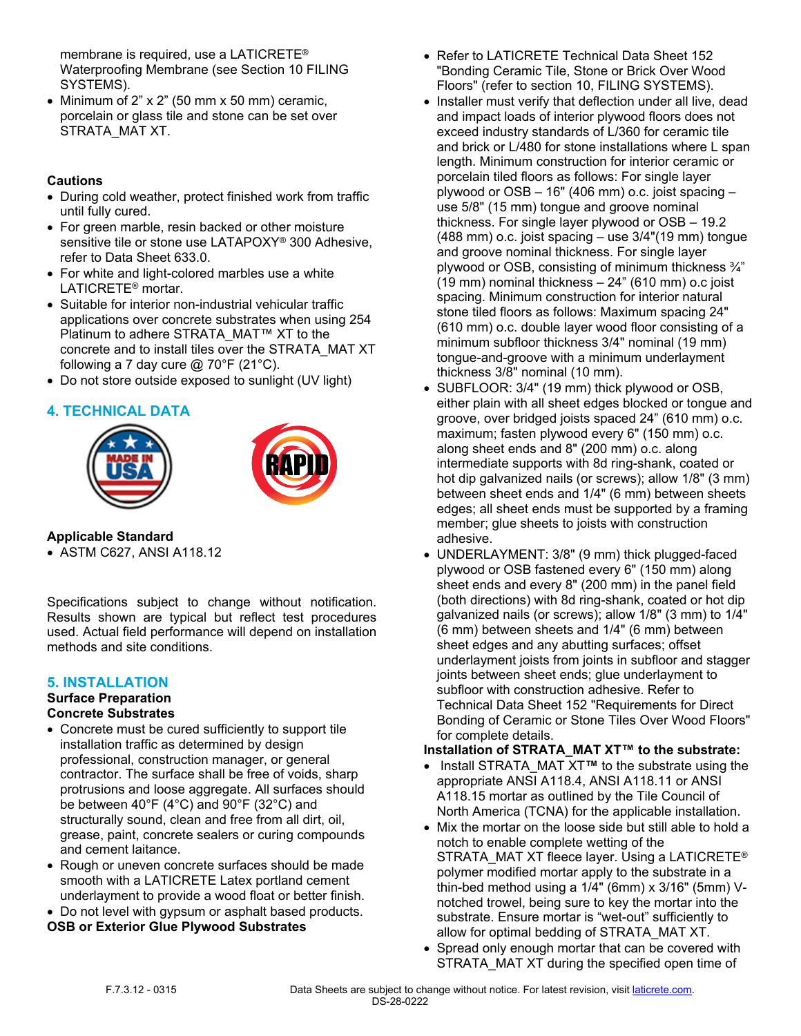membrane is required, use a LATICRETE® Waterproofing Membrane (see Section 10 FILING SYSTEMS).

- Minimum of 2" x 2" (50 mm x 50 mm) ceramic, porcelain or glass tile and stone can be set over STRATA_MAT XT.

**Cautions**

- During cold weather, protect finished work from traffic until fully cured.
- For green marble, resin backed or other moisture sensitive tile or stone use LATAPOXY® 300 Adhesive, refer to Data Sheet 633.0.
- For white and light-colored marbles use a white LATICRETE® mortar.
- Suitable for interior non-industrial vehicular traffic applications over concrete substrates when using 254 Platinum to adhere STRATA_MAT™ XT to the concrete and to install tiles over the STRATA_MAT XT following a 7 day cure @ 70°F (21°C).
- Do not store outside exposed to sunlight (UV light)

## 4. TECHNICAL DATA

**Applicable Standard**

- ASTM C627, ANSI A118.12

Specifications subject to change without notification. Results shown are typical but reflect test procedures used. Actual field performance will depend on installation methods and site conditions.

## 5. INSTALLATION

**Surface Preparation**

**Concrete Substrates**

- Concrete must be cured sufficiently to support tile installation traffic as determined by design professional, construction manager, or general contractor. The surface shall be free of voids, sharp protrusions and loose aggregate. All surfaces should be between 40°F (4°C) and 90°F (32°C) and structurally sound, clean and free from all dirt, oil, grease, paint, concrete sealers or curing compounds and cement laitance.
- Rough or uneven concrete surfaces should be made smooth with a LATICRETE Latex portland cement underlayment to provide a wood float or better finish.
- Do not level with gypsum or asphalt based products.

**OSB or Exterior Glue Plywood Substrates**

- Refer to LATICRETE Technical Data Sheet 152 "Bonding Ceramic Tile, Stone or Brick Over Wood Floors" (refer to section 10, FILING SYSTEMS).
- Installer must verify that deflection under all live, dead and impact loads of interior plywood floors does not exceed industry standards of L/360 for ceramic tile and brick or L/480 for stone installations where L span length. Minimum construction for interior ceramic or porcelain tiled floors as follows: For single layer plywood or OSB – 16" (406 mm) o.c. joist spacing – use 5/8" (15 mm) tongue and groove nominal thickness. For single layer plywood or OSB – 19.2 (488 mm) o.c. joist spacing – use 3/4"(19 mm) tongue and groove nominal thickness. For single layer plywood or OSB, consisting of minimum thickness ¾" (19 mm) nominal thickness – 24" (610 mm) o.c joist spacing. Minimum construction for interior natural stone tiled floors as follows: Maximum spacing 24" (610 mm) o.c. double layer wood floor consisting of a minimum subfloor thickness 3/4" nominal (19 mm) tongue-and-groove with a minimum underlayment thickness 3/8" nominal (10 mm).
- SUBFLOOR: 3/4" (19 mm) thick plywood or OSB, either plain with all sheet edges blocked or tongue and groove, over bridged joists spaced 24" (610 mm) o.c. maximum; fasten plywood every 6" (150 mm) o.c. along sheet ends and 8" (200 mm) o.c. along intermediate supports with 8d ring-shank, coated or hot dip galvanized nails (or screws); allow 1/8" (3 mm) between sheet ends and 1/4" (6 mm) between sheets edges; all sheet ends must be supported by a framing member; glue sheets to joists with construction adhesive.
- UNDERLAYMENT: 3/8" (9 mm) thick plugged-faced plywood or OSB fastened every 6" (150 mm) along sheet ends and every 8" (200 mm) in the panel field (both directions) with 8d ring-shank, coated or hot dip galvanized nails (or screws); allow 1/8" (3 mm) to 1/4" (6 mm) between sheets and 1/4" (6 mm) between sheet edges and any abutting surfaces; offset underlayment joists from joints in subfloor and stagger joints between sheet ends; glue underlayment to subfloor with construction adhesive. Refer to Technical Data Sheet 152 "Requirements for Direct Bonding of Ceramic or Stone Tiles Over Wood Floors" for complete details.

**Installation of STRATA_MAT XT™ to the substrate:**

- Install STRATA_MAT XT™ to the substrate using the appropriate ANSI A118.4, ANSI A118.11 or ANSI A118.15 mortar as outlined by the Tile Council of North America (TCNA) for the applicable installation.
- Mix the mortar on the loose side but still able to hold a notch to enable complete wetting of the STRATA_MAT XT fleece layer. Using a LATICRETE® polymer modified mortar apply to the substrate in a thin-bed method using a 1/4" (6mm) x 3/16" (5mm) V-notched trowel, being sure to key the mortar into the substrate. Ensure mortar is "wet-out" sufficiently to allow for optimal bedding of STRATA_MAT XT.
- Spread only enough mortar that can be covered with STRATA_MAT XT during the specified open time of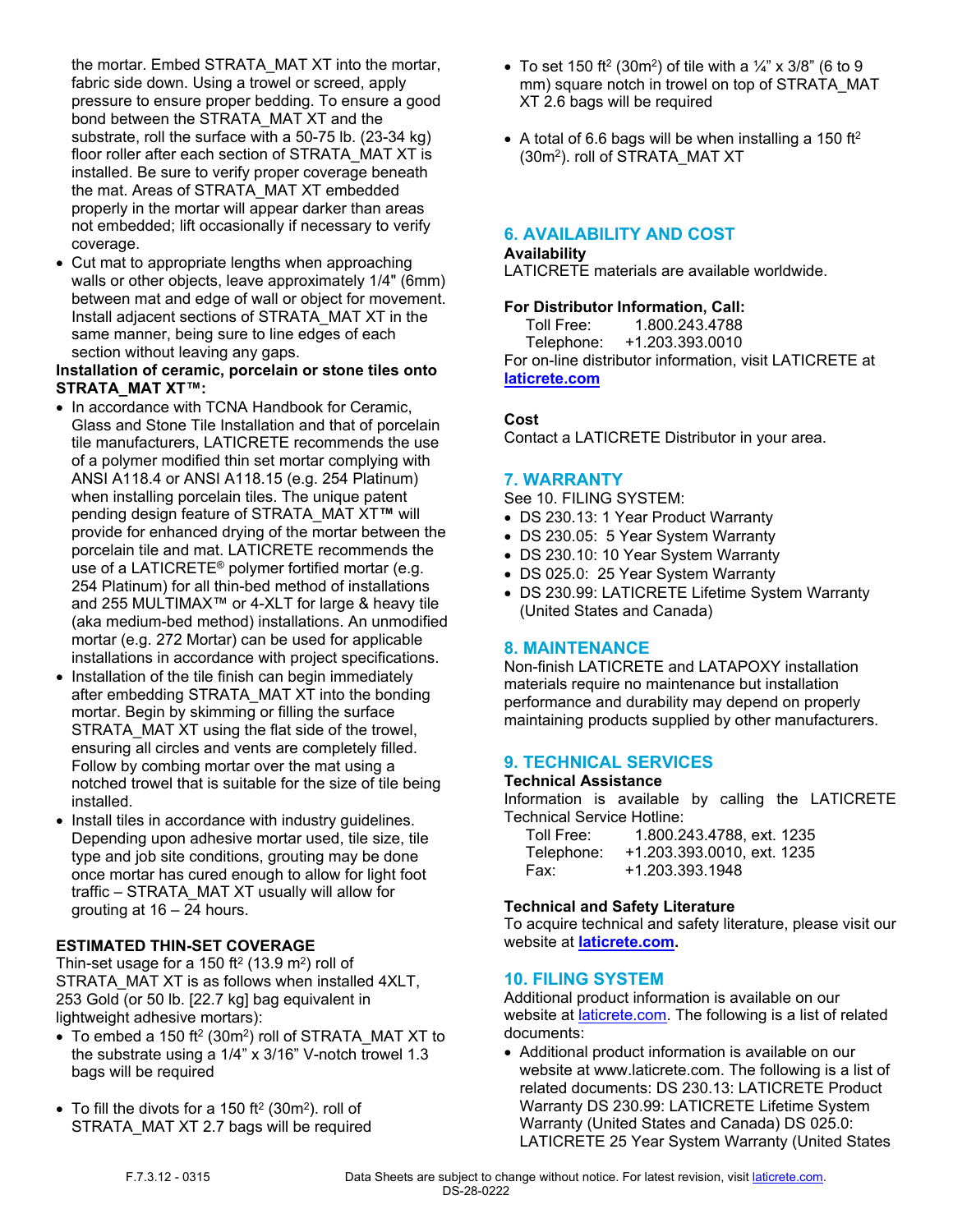the mortar. Embed STRATA_MAT XT into the mortar, fabric side down. Using a trowel or screed, apply pressure to ensure proper bedding. To ensure a good bond between the STRATA_MAT XT and the substrate, roll the surface with a 50-75 lb. (23-34 kg) floor roller after each section of STRATA_MAT XT is installed. Be sure to verify proper coverage beneath the mat. Areas of STRATA_MAT XT embedded properly in the mortar will appear darker than areas not embedded; lift occasionally if necessary to verify coverage.

- Cut mat to appropriate lengths when approaching walls or other objects, leave approximately 1/4" (6mm) between mat and edge of wall or object for movement. Install adjacent sections of STRATA_MAT XT in the same manner, being sure to line edges of each section without leaving any gaps.

**Installation of ceramic, porcelain or stone tiles onto STRATA_MAT XT™:**

- In accordance with TCNA Handbook for Ceramic, Glass and Stone Tile Installation and that of porcelain tile manufacturers, LATICRETE recommends the use of a polymer modified thin set mortar complying with ANSI A118.4 or ANSI A118.15 (e.g. 254 Platinum) when installing porcelain tiles. The unique patent pending design feature of STRATA_MAT XT™ will provide for enhanced drying of the mortar between the porcelain tile and mat. LATICRETE recommends the use of a LATICRETE® polymer fortified mortar (e.g. 254 Platinum) for all thin-bed method of installations and 255 MULTIMAX™ or 4-XLT for large & heavy tile (aka medium-bed method) installations. An unmodified mortar (e.g. 272 Mortar) can be used for applicable installations in accordance with project specifications.
- Installation of the tile finish can begin immediately after embedding STRATA_MAT XT into the bonding mortar. Begin by skimming or filling the surface STRATA_MAT XT using the flat side of the trowel, ensuring all circles and vents are completely filled. Follow by combing mortar over the mat using a notched trowel that is suitable for the size of tile being installed.
- Install tiles in accordance with industry guidelines. Depending upon adhesive mortar used, tile size, tile type and job site conditions, grouting may be done once mortar has cured enough to allow for light foot traffic – STRATA_MAT XT usually will allow for grouting at 16 – 24 hours.

**ESTIMATED THIN-SET COVERAGE**

Thin-set usage for a 150 ft$^2$ (13.9 m$^2$) roll of STRATA_MAT XT is as follows when installed 4XLT, 253 Gold (or 50 lb. [22.7 kg] bag equivalent in lightweight adhesive mortars):

- To embed a 150 ft$^2$ (30m$^2$) roll of STRATA_MAT XT to the substrate using a 1/4" x 3/16" V-notch trowel 1.3 bags will be required
- To fill the divots for a 150 ft$^2$ (30m$^2$). roll of STRATA_MAT XT 2.7 bags will be required
- To set 150 ft$^2$ (30m$^2$) of tile with a ¼" x 3/8" (6 to 9 mm) square notch in trowel on top of STRATA_MAT XT 2.6 bags will be required
- A total of 6.6 bags will be when installing a 150 ft$^2$ (30m$^2$). roll of STRATA_MAT XT

## 6. AVAILABILITY AND COST

**Availability**

LATICRETE materials are available worldwide.

**For Distributor Information, Call:**

Toll Free: 1.800.243.4788
Telephone: +1.203.393.0010

For on-line distributor information, visit LATICRETE at **laticrete.com**

**Cost**

Contact a LATICRETE Distributor in your area.

## 7. WARRANTY

See 10. FILING SYSTEM:

- DS 230.13: 1 Year Product Warranty
- DS 230.05: 5 Year System Warranty
- DS 230.10: 10 Year System Warranty
- DS 025.0: 25 Year System Warranty
- DS 230.99: LATICRETE Lifetime System Warranty (United States and Canada)

## 8. MAINTENANCE

Non-finish LATICRETE and LATAPOXY installation materials require no maintenance but installation performance and durability may depend on properly maintaining products supplied by other manufacturers.

## 9. TECHNICAL SERVICES

**Technical Assistance**

Information is available by calling the LATICRETE Technical Service Hotline:

Toll Free: 1.800.243.4788, ext. 1235
Telephone: +1.203.393.0010, ext. 1235
Fax: +1.203.393.1948

**Technical and Safety Literature**

To acquire technical and safety literature, please visit our website at **laticrete.com**.

## 10. FILING SYSTEM

Additional product information is available on our website at laticrete.com. The following is a list of related documents:

- Additional product information is available on our website at www.laticrete.com. The following is a list of related documents: DS 230.13: LATICRETE Product Warranty DS 230.99: LATICRETE Lifetime System Warranty (United States and Canada) DS 025.0: LATICRETE 25 Year System Warranty (United States

F.7.3.12 - 0315 Data Sheets are subject to change without notice. For latest revision, visit laticrete.com.
DS-28-0222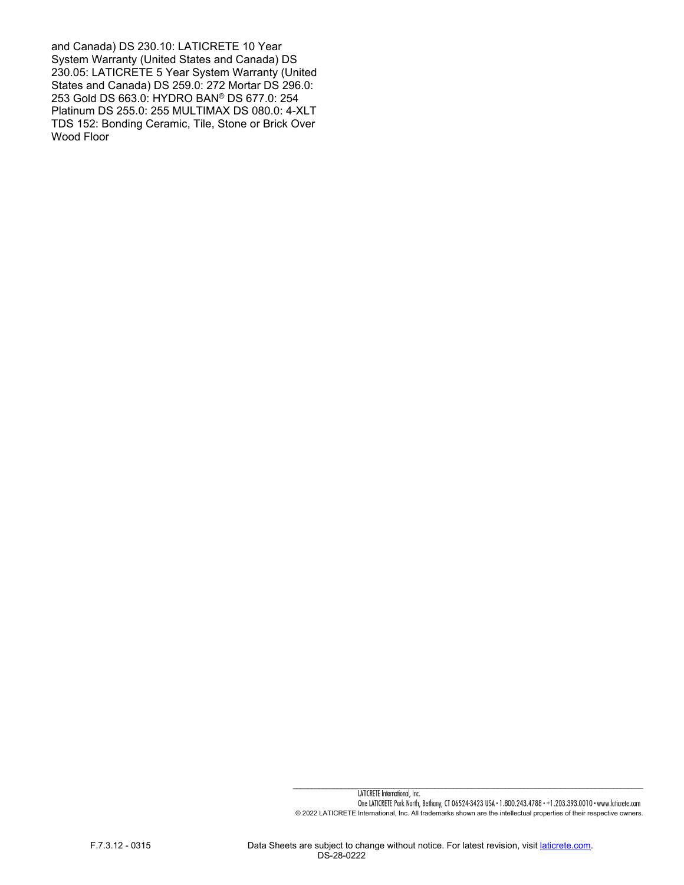and Canada) DS 230.10: LATICRETE 10 Year System Warranty (United States and Canada) DS 230.05: LATICRETE 5 Year System Warranty (United States and Canada) DS 259.0: 272 Mortar DS 296.0: 253 Gold DS 663.0: HYDRO BAN® DS 677.0: 254 Platinum DS 255.0: 255 MULTIMAX DS 080.0: 4-XLT TDS 152: Bonding Ceramic, Tile, Stone or Brick Over Wood Floor

LATICRETE International, Inc.
One LATICRETE Park North, Bethany, CT 06524-3423 USA • 1.800.243.4788 • +1.203.393.0010 • www.laticrete.com
© 2022 LATICRETE International, Inc. All trademarks shown are the intellectual properties of their respective owners.

F.7.3.12 - 0315

Data Sheets are subject to change without notice. For latest revision, visit laticrete.com.
DS-28-0222